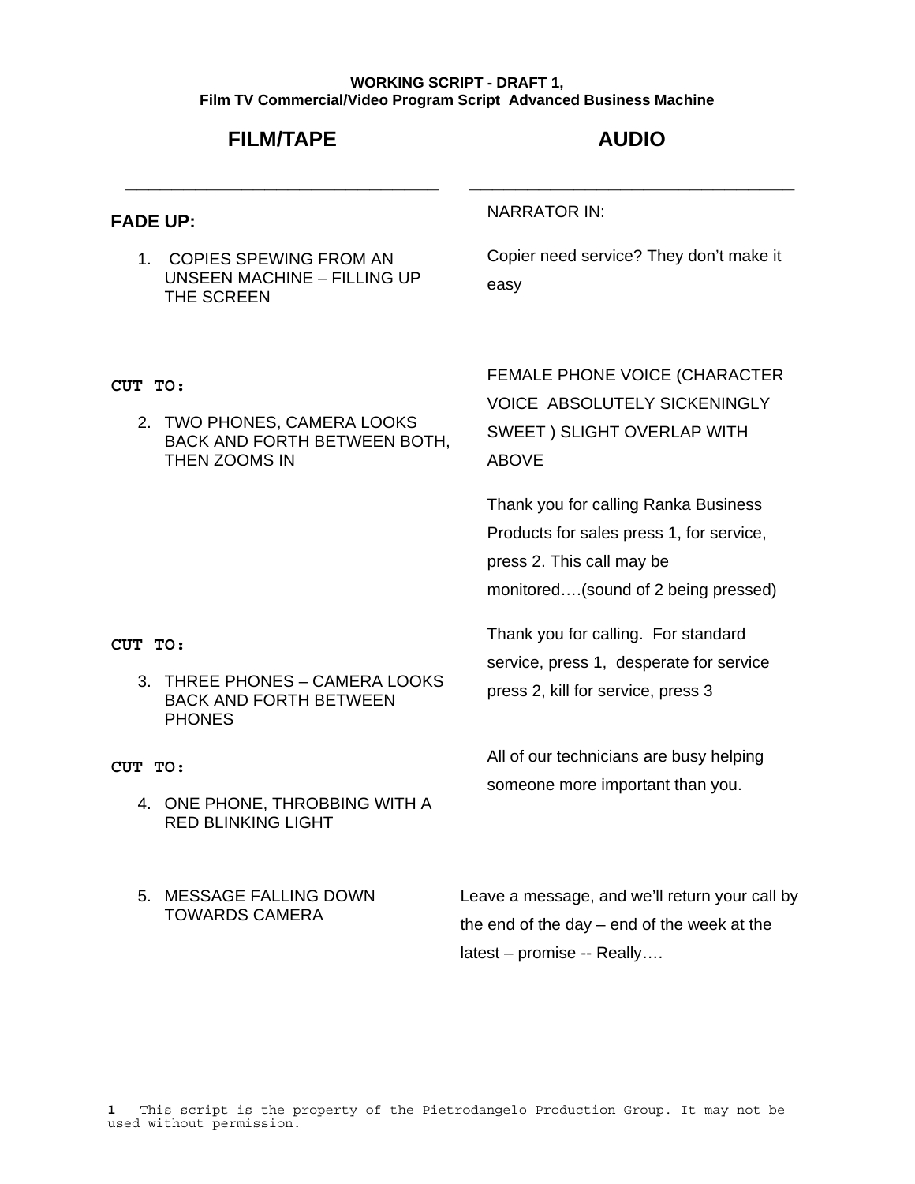**WORKING SCRIPT - DRAFT 1,**
**Film TV Commercial/Video Program Script Advanced Business Machine**

| FILM/TAPE | AUDIO |
|---|---|
| **FADE UP:** | NARRATOR IN: |
| 1. COPIES SPEWING FROM AN UNSEEN MACHINE – FILLING UP THE SCREEN | Copier need service? They don't make it easy |
| **CUT TO:** | FEMALE PHONE VOICE (CHARACTER VOICE ABSOLUTELY SICKENINGLY SWEET ) SLIGHT OVERLAP WITH ABOVE |
| 2. TWO PHONES, CAMERA LOOKS BACK AND FORTH BETWEEN BOTH, THEN ZOOMS IN | Thank you for calling Ranka Business Products for sales press 1, for service, press 2. This call may be monitored….(sound of 2 being pressed) |
| **CUT TO:** 3. THREE PHONES – CAMERA LOOKS BACK AND FORTH BETWEEN PHONES | Thank you for calling. For standard service, press 1, desperate for service press 2, kill for service, press 3 |
| **CUT TO:** 4. ONE PHONE, THROBBING WITH A RED BLINKING LIGHT | All of our technicians are busy helping someone more important than you. |
| 5. MESSAGE FALLING DOWN TOWARDS CAMERA | Leave a message, and we'll return your call by the end of the day – end of the week at the latest – promise -- Really…. |

1 This script is the property of the Pietrodangelo Production Group. It may not be used without permission.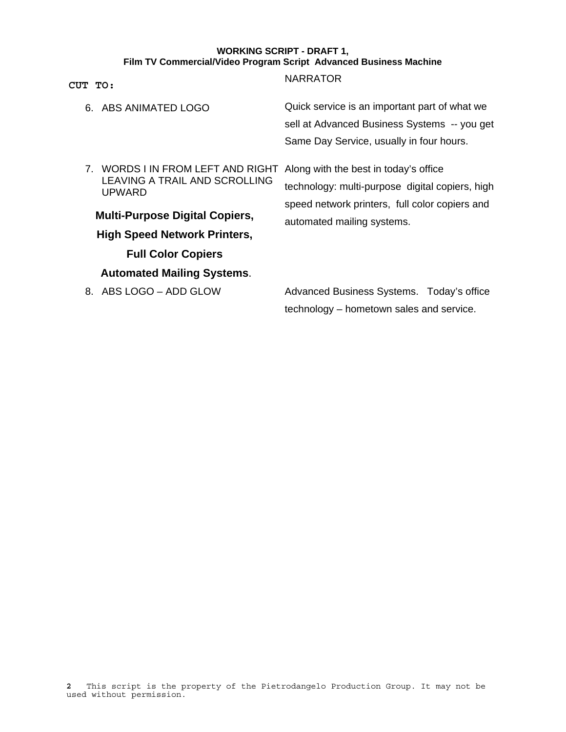**WORKING SCRIPT - DRAFT 1,**
**Film TV Commercial/Video Program Script Advanced Business Machine**

| **CUT TO:** | NARRATOR |
|---|---|
| 6. ABS ANIMATED LOGO | Quick service is an important part of what we sell at Advanced Business Systems -- you get Same Day Service, usually in four hours. |
| 7. WORDS I IN FROM LEFT AND RIGHT LEAVING A TRAIL AND SCROLLING UPWARD<br><br>**Multi-Purpose Digital Copiers,**<br>**High Speed Network Printers,**<br>**Full Color Copiers**<br>**Automated Mailing Systems**. | Along with the best in today's office technology: multi-purpose digital copiers, high speed network printers, full color copiers and automated mailing systems. |
| 8. ABS LOGO – ADD GLOW | Advanced Business Systems. Today's office technology – hometown sales and service. |

This script is the property of the Pietrodangelo Production Group. It may not be used without permission.